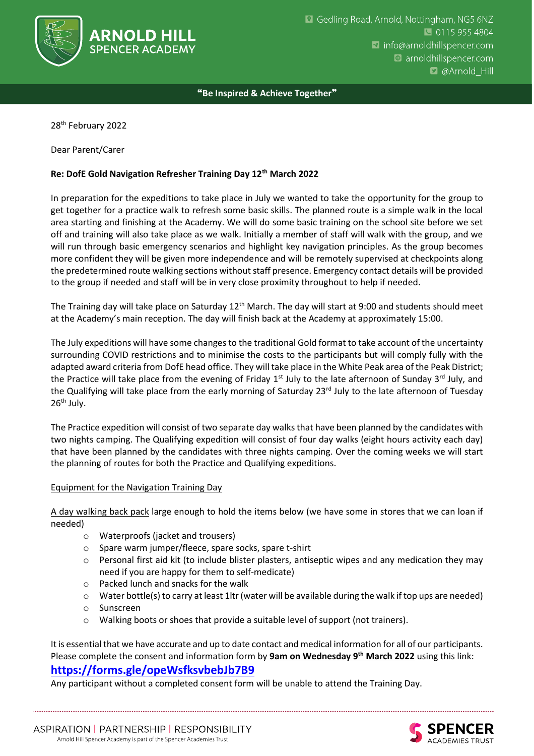28th February 2022

Dear Parent/Carer

**Re: DofE Gold Navigation Refresher Training Day 12th March 2022**

In preparation for the expeditions to take place in July we wanted to take the opportunity for the group to get together for a practice walk to refresh some basic skills. The planned route is a simple walk in the local area starting and finishing at the Academy. We will do some basic training on the school site before we set off and training will also take place as we walk. Initially a member of staff will walk with the group, and we will run through basic emergency scenarios and highlight key navigation principles. As the group becomes more confident they will be given more independence and will be remotely supervised at checkpoints along the predetermined route walking sections without staff presence. Emergency contact details will be provided to the group if needed and staff will be in very close proximity throughout to help if needed.

The Training day will take place on Saturday 12th March. The day will start at 9:00 and students should meet at the Academy's main reception. The day will finish back at the Academy at approximately 15:00.

The July expeditions will have some changes to the traditional Gold format to take account of the uncertainty surrounding COVID restrictions and to minimise the costs to the participants but will comply fully with the adapted award criteria from DofE head office. They will take place in the White Peak area of the Peak District; the Practice will take place from the evening of Friday 1st July to the late afternoon of Sunday 3rd July, and the Qualifying will take place from the early morning of Saturday 23rd July to the late afternoon of Tuesday 26th July.

The Practice expedition will consist of two separate day walks that have been planned by the candidates with two nights camping. The Qualifying expedition will consist of four day walks (eight hours activity each day) that have been planned by the candidates with three nights camping. Over the coming weeks we will start the planning of routes for both the Practice and Qualifying expeditions.

Equipment for the Navigation Training Day

A day walking back pack large enough to hold the items below (we have some in stores that we can loan if needed)

- Waterproofs (jacket and trousers)
- Spare warm jumper/fleece, spare socks, spare t-shirt
- Personal first aid kit (to include blister plasters, antiseptic wipes and any medication they may need if you are happy for them to self-medicate)
- Packed lunch and snacks for the walk
- Water bottle(s) to carry at least 1ltr (water will be available during the walk if top ups are needed)
- Sunscreen
- Walking boots or shoes that provide a suitable level of support (not trainers).

It is essential that we have accurate and up to date contact and medical information for all of our participants. Please complete the consent and information form by **9am on Wednesday 9th March 2022** using this link:

**https://forms.gle/opeWsfksvbebJb7B9**

Any participant without a completed consent form will be unable to attend the Training Day.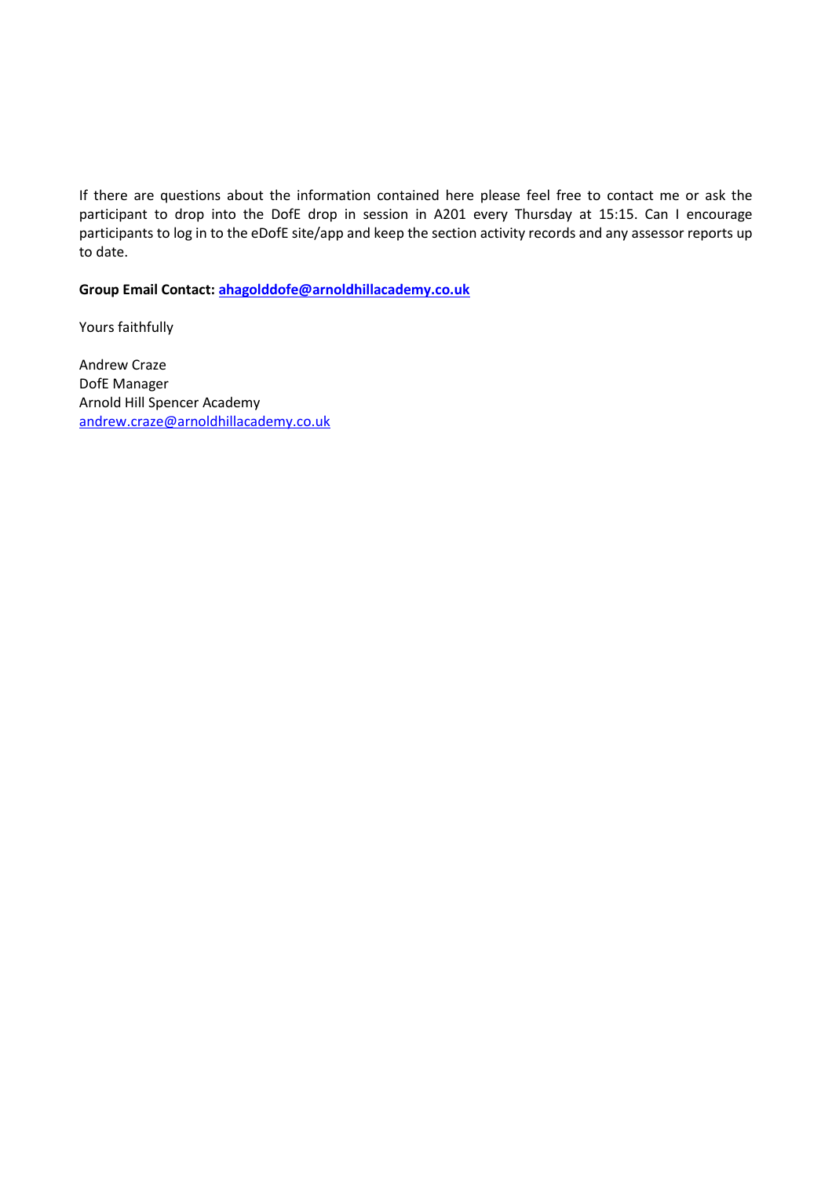If there are questions about the information contained here please feel free to contact me or ask the participant to drop into the DofE drop in session in A201 every Thursday at 15:15. Can I encourage participants to log in to the eDofE site/app and keep the section activity records and any assessor reports up to date.

**Group Email Contact: ahagolddofe@arnoldhillacademy.co.uk**

Yours faithfully

Andrew Craze  
DofE Manager  
Arnold Hill Spencer Academy  
andrew.craze@arnoldhillacademy.co.uk